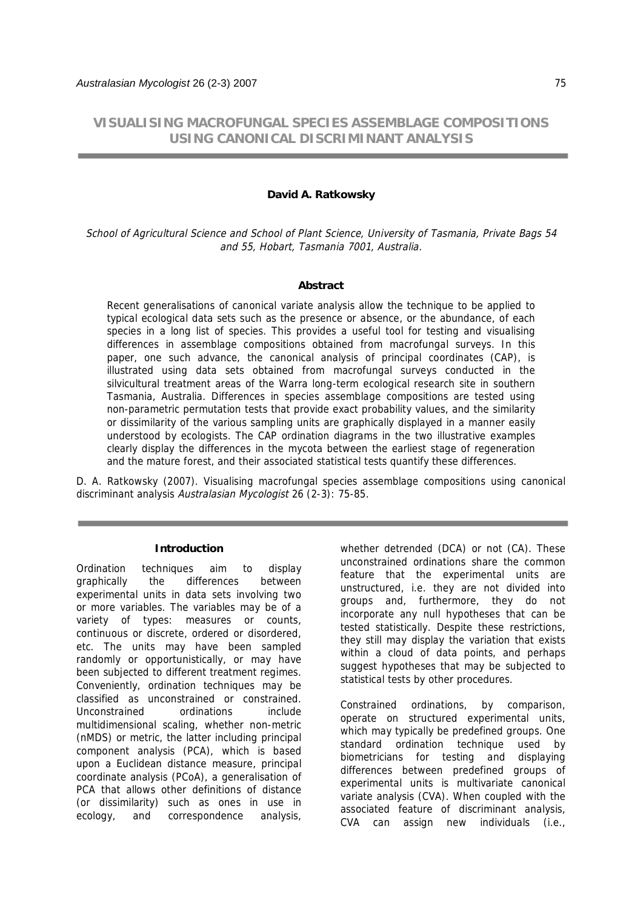# VISUALISING MACROFUNGAL SPECIES ASSEMBLAGE COMPOSITIONS USING CANONICAL DISCRIMINANT ANALYSIS

**David A. Ratkowsky**

*School of Agricultural Science and School of Plant Science, University of Tasmania, Private Bags 54 and 55, Hobart, Tasmania 7001, Australia.*

## Abstract

Recent generalisations of canonical variate analysis allow the technique to be applied to typical ecological data sets such as the presence or absence, or the abundance, of each species in a long list of species. This provides a useful tool for testing and visualising differences in assemblage compositions obtained from macrofungal surveys. In this paper, one such advance, the canonical analysis of principal coordinates (CAP), is illustrated using data sets obtained from macrofungal surveys conducted in the silvicultural treatment areas of the Warra long-term ecological research site in southern Tasmania, Australia. Differences in species assemblage compositions are tested using non-parametric permutation tests that provide exact probability values, and the similarity or dissimilarity of the various sampling units are graphically displayed in a manner easily understood by ecologists. The CAP ordination diagrams in the two illustrative examples clearly display the differences in the mycota between the earliest stage of regeneration and the mature forest, and their associated statistical tests quantify these differences.

D. A. Ratkowsky (2007). Visualising macrofungal species assemblage compositions using canonical discriminant analysis *Australasian Mycologist* 26 (2-3): 75-85.

## Introduction

Ordination techniques aim to display graphically the differences between experimental units in data sets involving two or more variables. The variables may be of a variety of types: measures or counts, continuous or discrete, ordered or disordered, etc. The units may have been sampled randomly or opportunistically, or may have been subjected to different treatment regimes. Conveniently, ordination techniques may be classified as unconstrained or constrained. Unconstrained ordinations include multidimensional scaling, whether non-metric (nMDS) or metric, the latter including principal component analysis (PCA), which is based upon a Euclidean distance measure, principal coordinate analysis (PCoA), a generalisation of PCA that allows other definitions of distance (or dissimilarity) such as ones in use in ecology, and correspondence analysis, whether detrended (DCA) or not (CA). These unconstrained ordinations share the common feature that the experimental units are unstructured, i.e. they are not divided into groups and, furthermore, they do not incorporate any null hypotheses that can be tested statistically. Despite these restrictions, they still may display the variation that exists within a cloud of data points, and perhaps suggest hypotheses that may be subjected to statistical tests by other procedures.

Constrained ordinations, by comparison, operate on structured experimental units, which may typically be predefined groups. One standard ordination technique used by biometricians for testing and displaying differences between predefined groups of experimental units is multivariate canonical variate analysis (CVA). When coupled with the associated feature of discriminant analysis, CVA can assign new individuals (i.e.,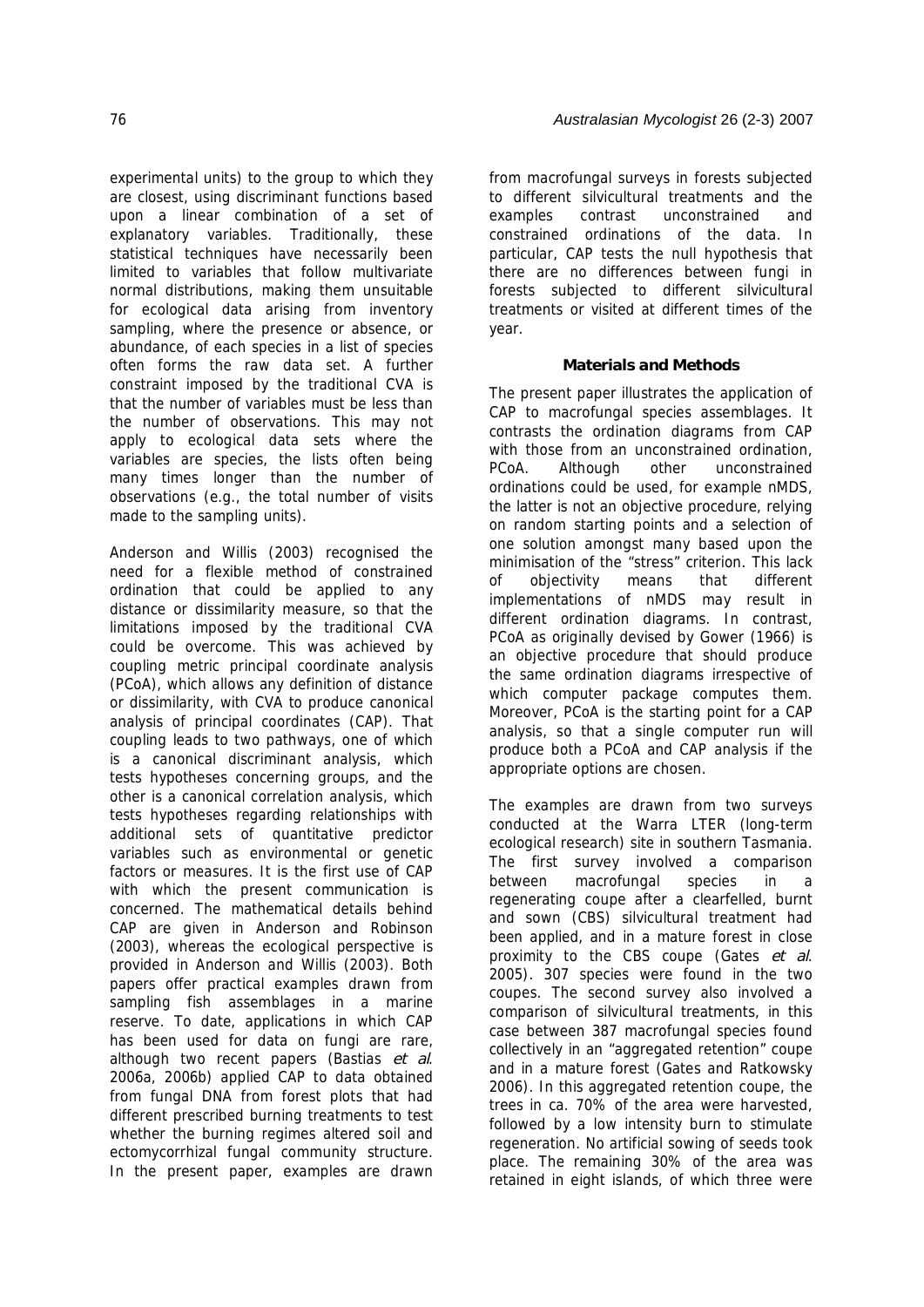experimental units) to the group to which they are closest, using discriminant functions based upon a linear combination of a set of explanatory variables. Traditionally, these statistical techniques have necessarily been limited to variables that follow multivariate normal distributions, making them unsuitable for ecological data arising from inventory sampling, where the presence or absence, or abundance, of each species in a list of species often forms the raw data set. A further constraint imposed by the traditional CVA is that the number of variables must be less than the number of observations. This may not apply to ecological data sets where the variables are species, the lists often being many times longer than the number of observations (e.g., the total number of visits made to the sampling units).

Anderson and Willis (2003) recognised the need for a flexible method of constrained ordination that could be applied to any distance or dissimilarity measure, so that the limitations imposed by the traditional CVA could be overcome. This was achieved by coupling metric principal coordinate analysis (PCoA), which allows any definition of distance or dissimilarity, with CVA to produce canonical analysis of principal coordinates (CAP). That coupling leads to two pathways, one of which is a canonical discriminant analysis, which tests hypotheses concerning groups, and the other is a canonical correlation analysis, which tests hypotheses regarding relationships with additional sets of quantitative predictor variables such as environmental or genetic factors or measures. It is the first use of CAP with which the present communication is concerned. The mathematical details behind CAP are given in Anderson and Robinson (2003), whereas the ecological perspective is provided in Anderson and Willis (2003). Both papers offer practical examples drawn from sampling fish assemblages in a marine reserve. To date, applications in which CAP has been used for data on fungi are rare, although two recent papers (Bastias *et al*. 2006a, 2006b) applied CAP to data obtained from fungal DNA from forest plots that had different prescribed burning treatments to test whether the burning regimes altered soil and ectomycorrhizal fungal community structure. In the present paper, examples are drawn from macrofungal surveys in forests subjected to different silvicultural treatments and the examples contrast unconstrained and constrained ordinations of the data. In particular, CAP tests the null hypothesis that there are no differences between fungi in forests subjected to different silvicultural treatments or visited at different times of the year.

## Materials and Methods

The present paper illustrates the application of CAP to macrofungal species assemblages. It contrasts the ordination diagrams from CAP with those from an unconstrained ordination, PCoA. Although other unconstrained ordinations could be used, for example nMDS, the latter is not an objective procedure, relying on random starting points and a selection of one solution amongst many based upon the minimisation of the "stress" criterion. This lack of objectivity means that different implementations of nMDS may result in different ordination diagrams. In contrast, PCoA as originally devised by Gower (1966) is an objective procedure that should produce the same ordination diagrams irrespective of which computer package computes them. Moreover, PCoA is the starting point for a CAP analysis, so that a single computer run will produce both a PCoA and CAP analysis if the appropriate options are chosen.

The examples are drawn from two surveys conducted at the Warra LTER (long-term ecological research) site in southern Tasmania. The first survey involved a comparison between macrofungal species in a regenerating coupe after a clearfelled, burnt and sown (CBS) silvicultural treatment had been applied, and in a mature forest in close proximity to the CBS coupe (Gates *et al*. 2005). 307 species were found in the two coupes. The second survey also involved a comparison of silvicultural treatments, in this case between 387 macrofungal species found collectively in an "aggregated retention" coupe and in a mature forest (Gates and Ratkowsky 2006). In this aggregated retention coupe, the trees in ca. 70% of the area were harvested, followed by a low intensity burn to stimulate regeneration. No artificial sowing of seeds took place. The remaining 30% of the area was retained in eight islands, of which three were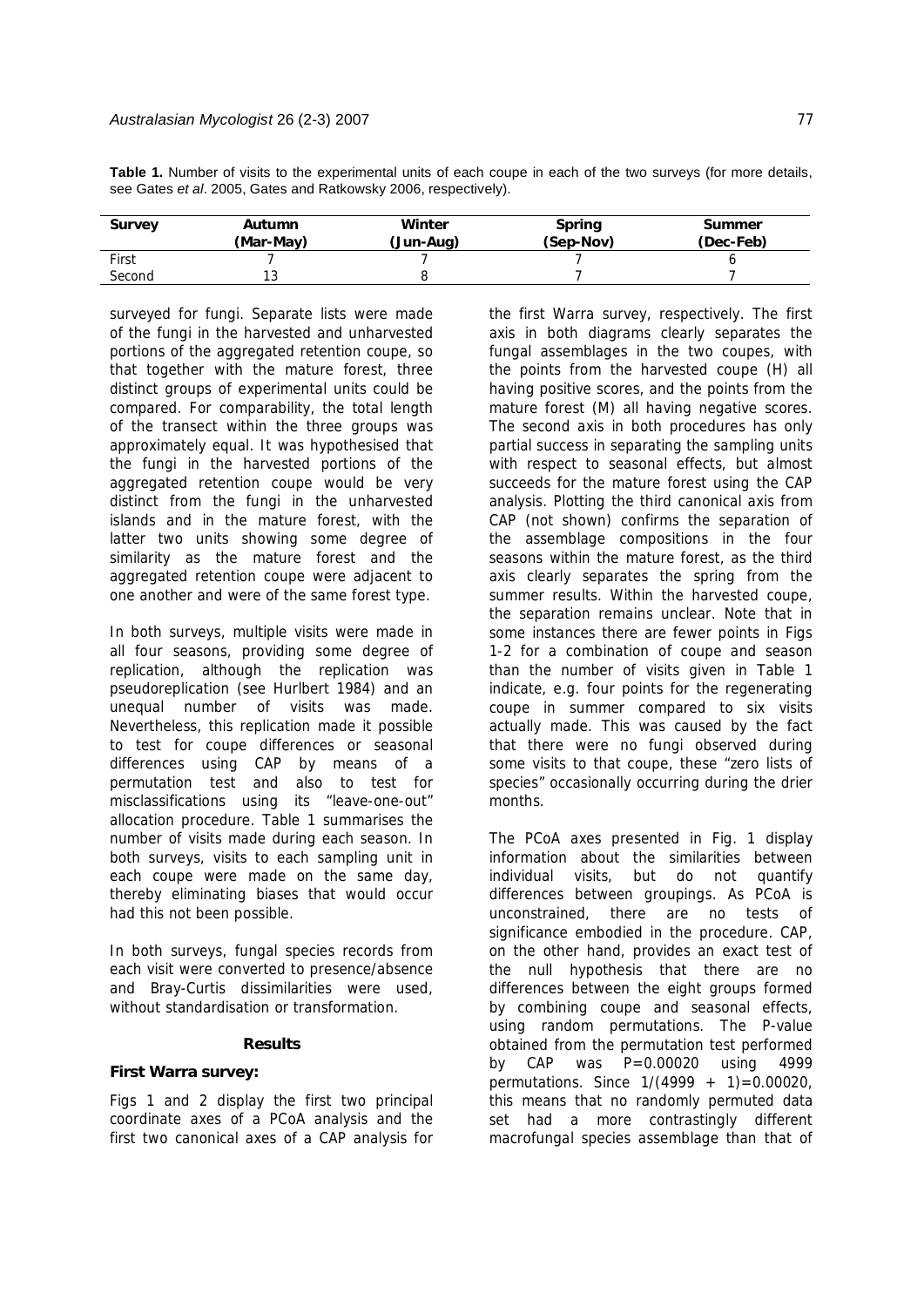**Table 1.** Number of visits to the experimental units of each coupe in each of the two surveys (for more details, see Gates *et al*. 2005, Gates and Ratkowsky 2006, respectively).

| Survey | Autumn (Mar-May) | Winter (Jun-Aug) | Spring (Sep-Nov) | Summer (Dec-Feb) |
|---|---|---|---|---|
| First | 7 | 7 | 7 | 6 |
| Second | 13 | 8 | 7 | 7 |

surveyed for fungi. Separate lists were made of the fungi in the harvested and unharvested portions of the aggregated retention coupe, so that together with the mature forest, three distinct groups of experimental units could be compared. For comparability, the total length of the transect within the three groups was approximately equal. It was hypothesised that the fungi in the harvested portions of the aggregated retention coupe would be very distinct from the fungi in the unharvested islands and in the mature forest, with the latter two units showing some degree of similarity as the mature forest and the aggregated retention coupe were adjacent to one another and were of the same forest type.

In both surveys, multiple visits were made in all four seasons, providing some degree of replication, although the replication was pseudoreplication (see Hurlbert 1984) and an unequal number of visits was made. Nevertheless, this replication made it possible to test for coupe differences or seasonal differences using CAP by means of a permutation test and also to test for misclassifications using its "leave-one-out" allocation procedure. Table 1 summarises the number of visits made during each season. In both surveys, visits to each sampling unit in each coupe were made on the same day, thereby eliminating biases that would occur had this not been possible.

In both surveys, fungal species records from each visit were converted to presence/absence and Bray-Curtis dissimilarities were used, without standardisation or transformation.

## Results

### First Warra survey:

Figs 1 and 2 display the first two principal coordinate axes of a PCoA analysis and the first two canonical axes of a CAP analysis for the first Warra survey, respectively. The first axis in both diagrams clearly separates the fungal assemblages in the two coupes, with the points from the harvested coupe (H) all having positive scores, and the points from the mature forest (M) all having negative scores. The second axis in both procedures has only partial success in separating the sampling units with respect to seasonal effects, but almost succeeds for the mature forest using the CAP analysis. Plotting the third canonical axis from CAP (not shown) confirms the separation of the assemblage compositions in the four seasons within the mature forest, as the third axis clearly separates the spring from the summer results. Within the harvested coupe, the separation remains unclear. Note that in some instances there are fewer points in Figs 1-2 for a combination of coupe and season than the number of visits given in Table 1 indicate, e.g. four points for the regenerating coupe in summer compared to six visits actually made. This was caused by the fact that there were no fungi observed during some visits to that coupe, these "zero lists of species" occasionally occurring during the drier months.

The PCoA axes presented in Fig. 1 display information about the similarities between individual visits, but do not quantify differences between groupings. As PCoA is unconstrained, there are no tests of significance embodied in the procedure. CAP, on the other hand, provides an exact test of the null hypothesis that there are no differences between the eight groups formed by combining coupe and seasonal effects, using random permutations. The P-value obtained from the permutation test performed by CAP was $P=0.00020$ using 4999 permutations. Since $1/(4999 + 1)=0.00020$, this means that no randomly permuted data set had a more contrastingly different macrofungal species assemblage than that of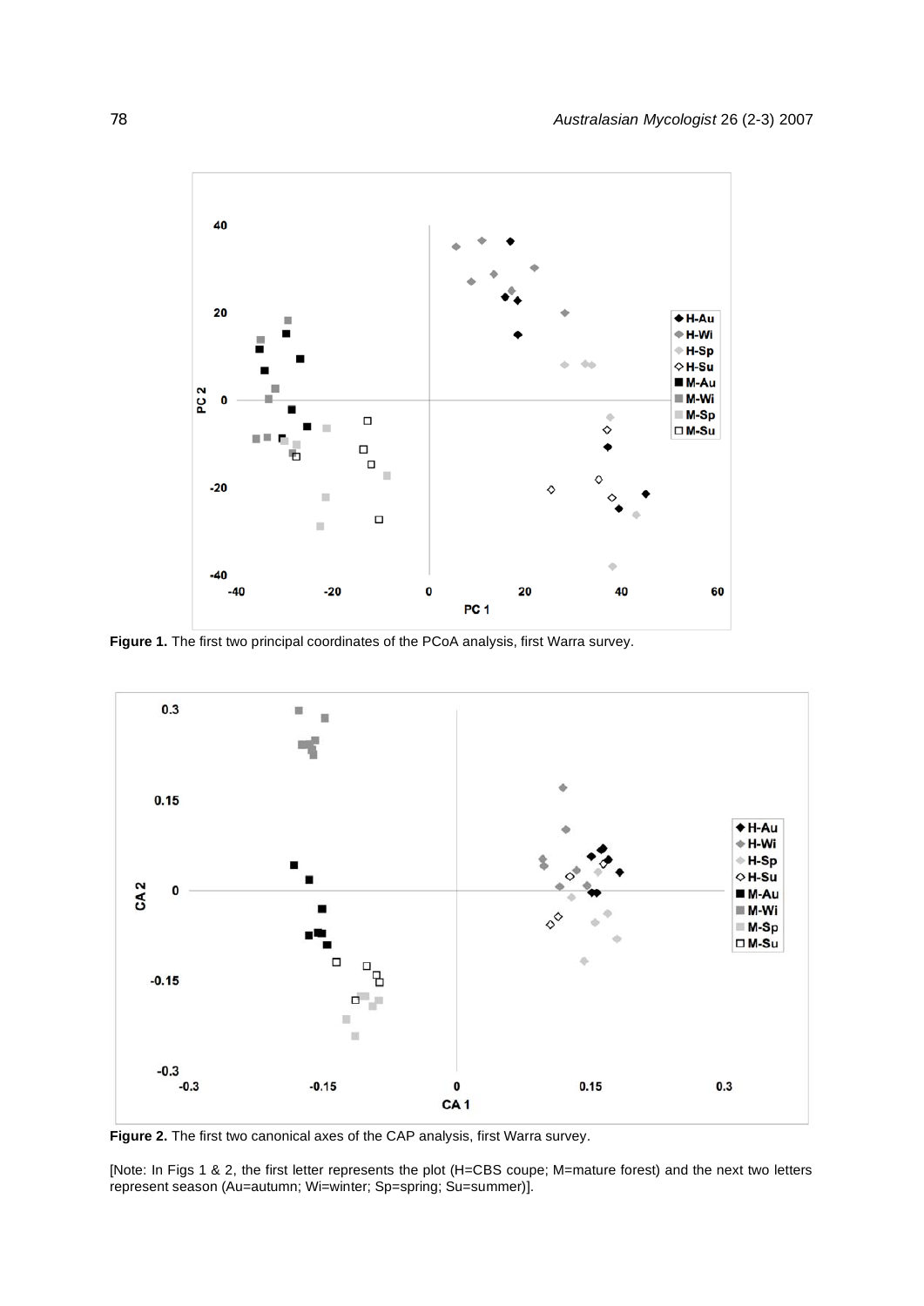**Figure 1.** The first two principal coordinates of the PCoA analysis, first Warra survey.

**Figure 2.** The first two canonical axes of the CAP analysis, first Warra survey.

[Note: In Figs 1 & 2, the first letter represents the plot (H=CBS coupe; M=mature forest) and the next two letters represent season (Au=autumn; Wi=winter; Sp=spring; Su=summer)].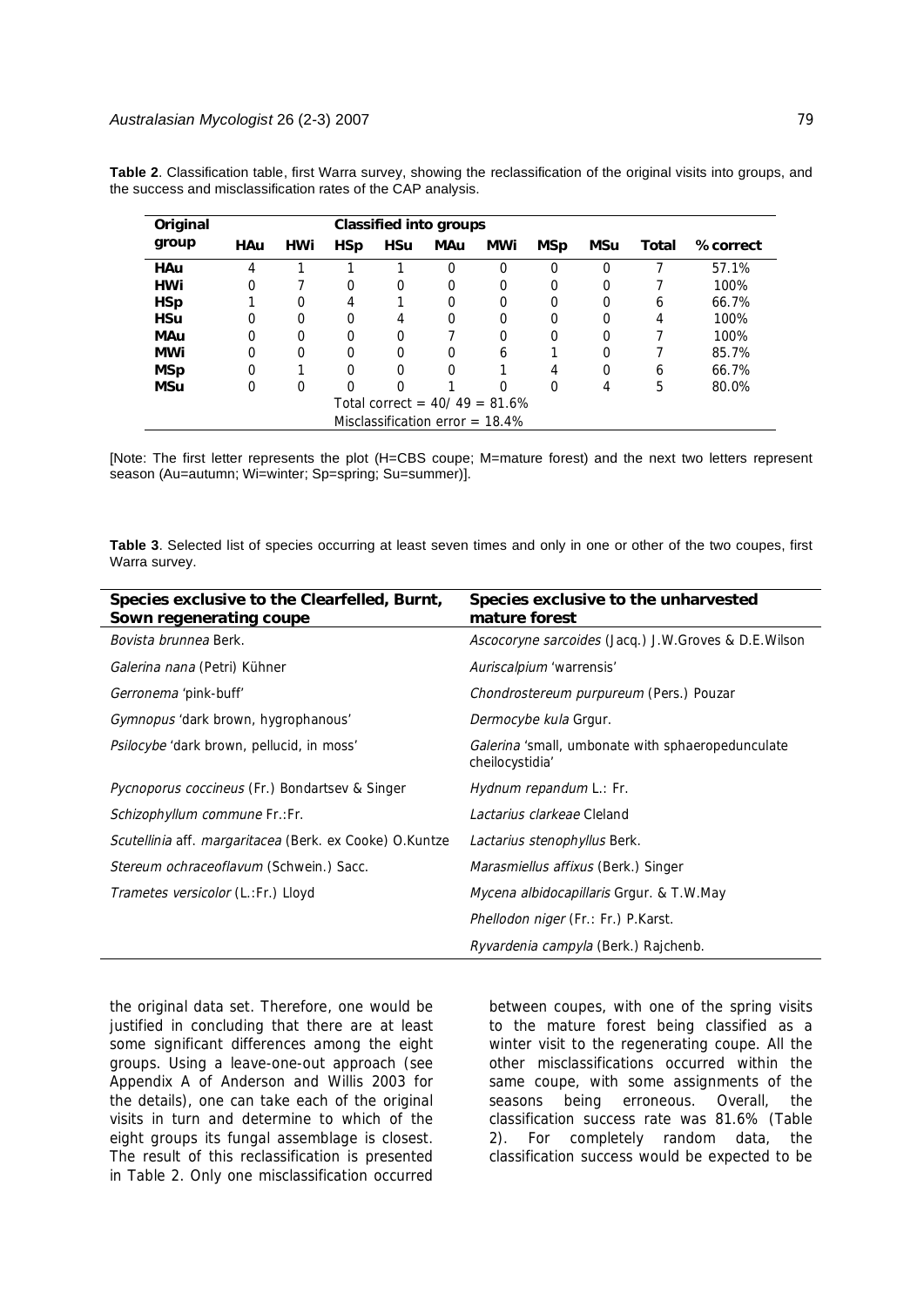**Table 2**. Classification table, first Warra survey, showing the reclassification of the original visits into groups, and the success and misclassification rates of the CAP analysis.

| Original group | Classified into groups | | | | | | | | | |
|---|---|---|---|---|---|---|---|---|---|---|
| | **HAu** | **HWi** | **HSp** | **HSu** | **MAu** | **MWi** | **MSp** | **MSu** | **Total** | **% correct** |
| **HAu** | 4 | 1 | 1 | 1 | 0 | 0 | 0 | 0 | 7 | 57.1% |
| **HWi** | 0 | 7 | 0 | 0 | 0 | 0 | 0 | 0 | 7 | 100% |
| **HSp** | 1 | 0 | 4 | 1 | 0 | 0 | 0 | 0 | 6 | 66.7% |
| **HSu** | 0 | 0 | 0 | 4 | 0 | 0 | 0 | 0 | 4 | 100% |
| **MAu** | 0 | 0 | 0 | 0 | 7 | 0 | 0 | 0 | 7 | 100% |
| **MWi** | 0 | 0 | 0 | 0 | 0 | 6 | 1 | 0 | 7 | 85.7% |
| **MSp** | 0 | 1 | 0 | 0 | 0 | 1 | 4 | 0 | 6 | 66.7% |
| **MSu** | 0 | 0 | 0 | 0 | 1 | 0 | 0 | 4 | 5 | 80.0% |
| Total correct = 40/ 49 = 81.6% | | | | | | | | | | |
| Misclassification error = 18.4% | | | | | | | | | | |

[Note: The first letter represents the plot (H=CBS coupe; M=mature forest) and the next two letters represent season (Au=autumn; Wi=winter; Sp=spring; Su=summer)].

**Table 3**. Selected list of species occurring at least seven times and only in one or other of the two coupes, first Warra survey.

| **Species exclusive to the Clearfelled, Burnt, Sown regenerating coupe** | **Species exclusive to the unharvested mature forest** |
|---|---|
| *Bovista brunnea* Berk. | *Ascocoryne sarcoides* (Jacq.) J.W.Groves & D.E.Wilson |
| *Galerina nana* (Petri) Kühner | *Auriscalpium* 'warrensis' |
| *Gerronema* 'pink-buff' | *Chondrostereum purpureum* (Pers.) Pouzar |
| *Gymnopus* 'dark brown, hygrophanous' | *Dermocybe kula* Grgur. |
| *Psilocybe* 'dark brown, pellucid, in moss' | *Galerina* 'small, umbonate with sphaeropedunculate cheilocystidia' |
| *Pycnoporus coccineus* (Fr.) Bondartsev & Singer | *Hydnum repandum* L.: Fr. |
| *Schizophyllum commune* Fr.:Fr. | *Lactarius clarkeae* Cleland |
| *Scutellinia* aff. *margaritacea* (Berk. ex Cooke) O.Kuntze | *Lactarius stenophyllus* Berk. |
| *Stereum ochraceoflavum* (Schwein.) Sacc. | *Marasmiellus affixus* (Berk.) Singer |
| *Trametes versicolor* (L.:Fr.) Lloyd | *Mycena albidocapillaris* Grgur. & T.W.May |
| | *Phellodon niger* (Fr.: Fr.) P.Karst. |
| | *Ryvardenia campyla* (Berk.) Rajchenb. |

the original data set. Therefore, one would be justified in concluding that there are at least some significant differences among the eight groups. Using a leave-one-out approach (see Appendix A of Anderson and Willis 2003 for the details), one can take each of the original visits in turn and determine to which of the eight groups its fungal assemblage is closest. The result of this reclassification is presented in Table 2. Only one misclassification occurred between coupes, with one of the spring visits to the mature forest being classified as a winter visit to the regenerating coupe. All the other misclassifications occurred within the same coupe, with some assignments of the seasons being erroneous. Overall, the classification success rate was 81.6% (Table 2). For completely random data, the classification success would be expected to be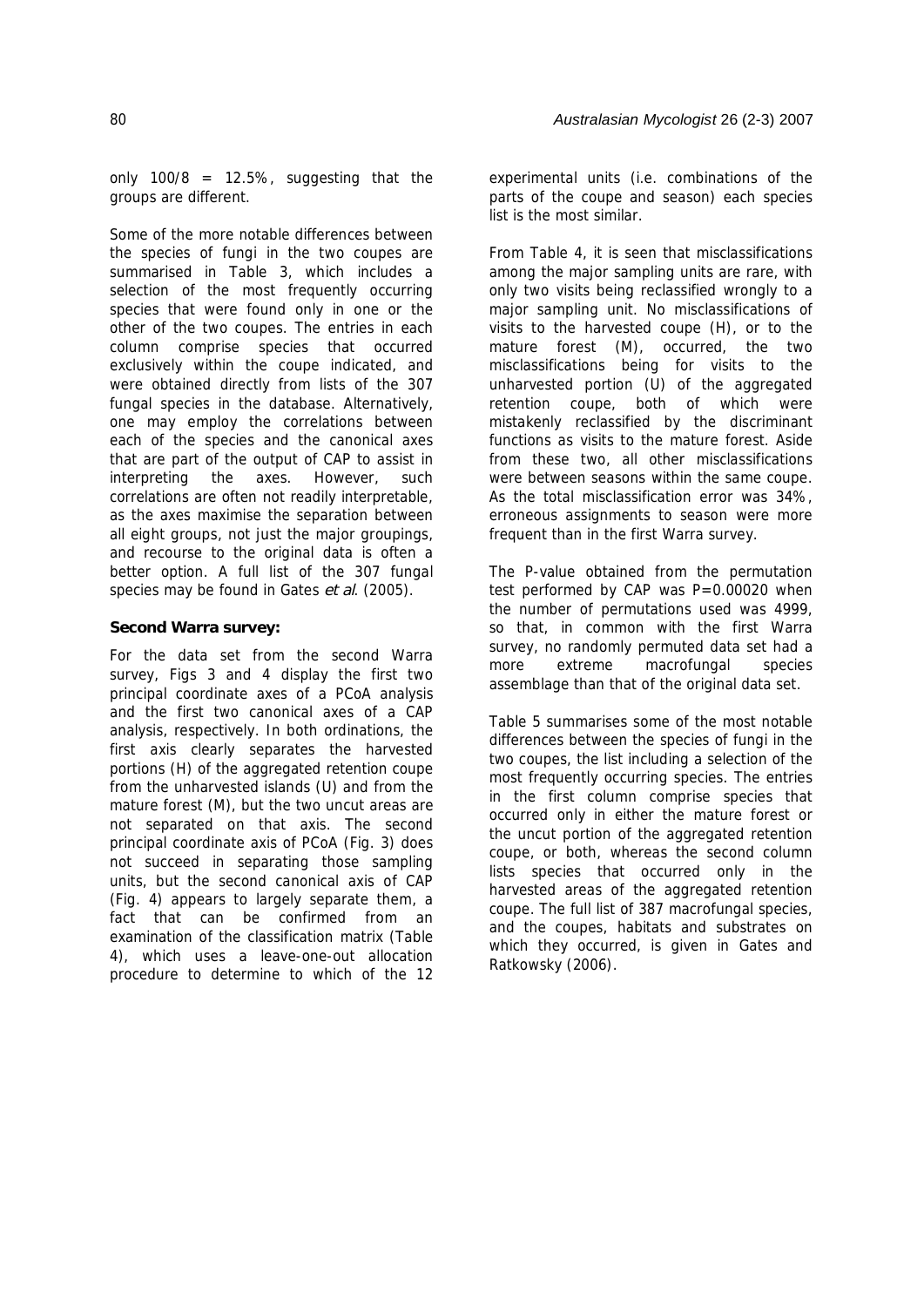only $100/8 = 12.5\%$, suggesting that the groups are different.

Some of the more notable differences between the species of fungi in the two coupes are summarised in Table 3, which includes a selection of the most frequently occurring species that were found only in one or the other of the two coupes. The entries in each column comprise species that occurred exclusively within the coupe indicated, and were obtained directly from lists of the 307 fungal species in the database. Alternatively, one may employ the correlations between each of the species and the canonical axes that are part of the output of CAP to assist in interpreting the axes. However, such correlations are often not readily interpretable, as the axes maximise the separation between all eight groups, not just the major groupings, and recourse to the original data is often a better option. A full list of the 307 fungal species may be found in Gates *et al*. (2005).

**Second Warra survey:**

For the data set from the second Warra survey, Figs 3 and 4 display the first two principal coordinate axes of a PCoA analysis and the first two canonical axes of a CAP analysis, respectively. In both ordinations, the first axis clearly separates the harvested portions (H) of the aggregated retention coupe from the unharvested islands (U) and from the mature forest (M), but the two uncut areas are not separated on that axis. The second principal coordinate axis of PCoA (Fig. 3) does not succeed in separating those sampling units, but the second canonical axis of CAP (Fig. 4) appears to largely separate them, a fact that can be confirmed from an examination of the classification matrix (Table 4), which uses a leave-one-out allocation procedure to determine to which of the 12 experimental units (i.e. combinations of the parts of the coupe and season) each species list is the most similar.

From Table 4, it is seen that misclassifications among the major sampling units are rare, with only two visits being reclassified wrongly to a major sampling unit. No misclassifications of visits to the harvested coupe (H), or to the mature forest (M), occurred, the two misclassifications being for visits to the unharvested portion (U) of the aggregated retention coupe, both of which were mistakenly reclassified by the discriminant functions as visits to the mature forest. Aside from these two, all other misclassifications were between seasons within the same coupe. As the total misclassification error was 34%, erroneous assignments to season were more frequent than in the first Warra survey.

The P-value obtained from the permutation test performed by CAP was $P=0.00020$ when the number of permutations used was 4999, so that, in common with the first Warra survey, no randomly permuted data set had a more extreme macrofungal species assemblage than that of the original data set.

Table 5 summarises some of the most notable differences between the species of fungi in the two coupes, the list including a selection of the most frequently occurring species. The entries in the first column comprise species that occurred only in either the mature forest or the uncut portion of the aggregated retention coupe, or both, whereas the second column lists species that occurred only in the harvested areas of the aggregated retention coupe. The full list of 387 macrofungal species, and the coupes, habitats and substrates on which they occurred, is given in Gates and Ratkowsky (2006).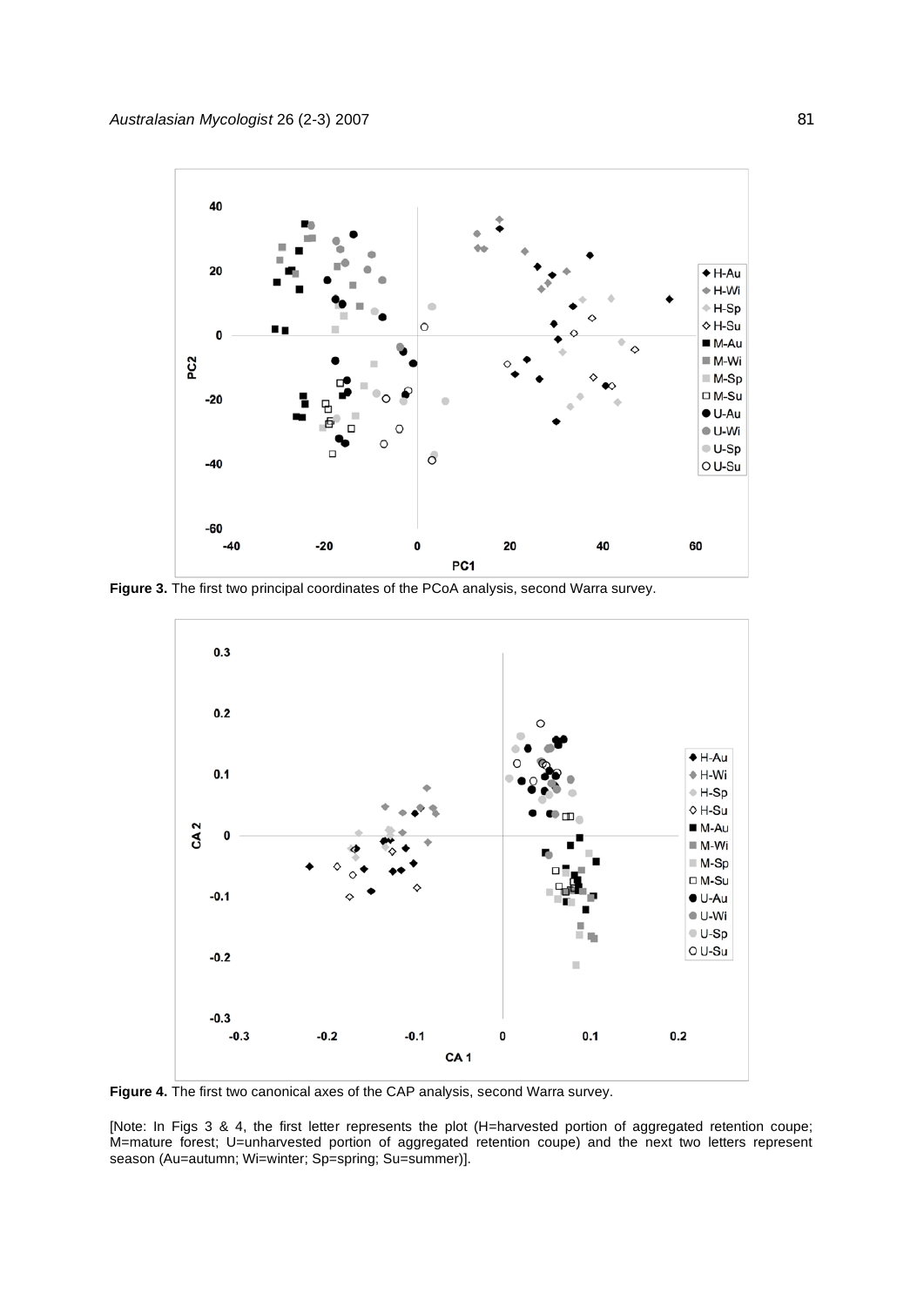Figure 3. The first two principal coordinates of the PCoA analysis, second Warra survey.

Figure 4. The first two canonical axes of the CAP analysis, second Warra survey.

[Note: In Figs 3 & 4, the first letter represents the plot (H=harvested portion of aggregated retention coupe; M=mature forest; U=unharvested portion of aggregated retention coupe) and the next two letters represent season (Au=autumn; Wi=winter; Sp=spring; Su=summer)].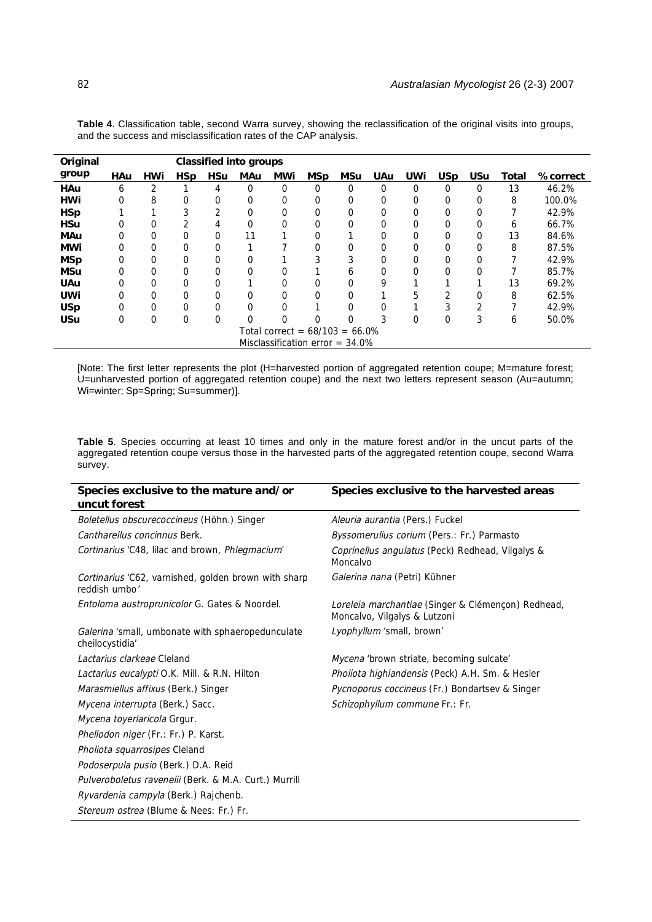**Table 4**. Classification table, second Warra survey, showing the reclassification of the original visits into groups, and the success and misclassification rates of the CAP analysis.

| Original group | Classified into groups | | | | | | | | | | | | | |
|---|---|---|---|---|---|---|---|---|---|---|---|---|---|---|
| | **HAu** | **HWi** | **HSp** | **HSu** | **MAu** | **MWi** | **MSp** | **MSu** | **UAu** | **UWi** | **USp** | **USu** | **Total** | **% correct** |
| **HAu** | 6 | 2 | 1 | 4 | 0 | 0 | 0 | 0 | 0 | 0 | 0 | 0 | 13 | 46.2% |
| **HWi** | 0 | 8 | 0 | 0 | 0 | 0 | 0 | 0 | 0 | 0 | 0 | 0 | 8 | 100.0% |
| **HSp** | 1 | 1 | 3 | 2 | 0 | 0 | 0 | 0 | 0 | 0 | 0 | 0 | 7 | 42.9% |
| **HSu** | 0 | 0 | 2 | 4 | 0 | 0 | 0 | 0 | 0 | 0 | 0 | 0 | 6 | 66.7% |
| **MAu** | 0 | 0 | 0 | 0 | 11 | 1 | 0 | 1 | 0 | 0 | 0 | 0 | 13 | 84.6% |
| **MWi** | 0 | 0 | 0 | 0 | 1 | 7 | 0 | 0 | 0 | 0 | 0 | 0 | 8 | 87.5% |
| **MSp** | 0 | 0 | 0 | 0 | 0 | 1 | 3 | 3 | 0 | 0 | 0 | 0 | 7 | 42.9% |
| **MSu** | 0 | 0 | 0 | 0 | 0 | 0 | 1 | 6 | 0 | 0 | 0 | 0 | 7 | 85.7% |
| **UAu** | 0 | 0 | 0 | 0 | 1 | 0 | 0 | 0 | 9 | 1 | 1 | 1 | 13 | 69.2% |
| **UWi** | 0 | 0 | 0 | 0 | 0 | 0 | 0 | 0 | 1 | 5 | 2 | 0 | 8 | 62.5% |
| **USp** | 0 | 0 | 0 | 0 | 0 | 0 | 1 | 0 | 0 | 1 | 3 | 2 | 7 | 42.9% |
| **USu** | 0 | 0 | 0 | 0 | 0 | 0 | 0 | 0 | 3 | 0 | 0 | 3 | 6 | 50.0% |
| | | | | | | | Total correct = 68/103 = 66.0% | | | | | | | |
| | | | | | | | Misclassification error = 34.0% | | | | | | | |

[Note: The first letter represents the plot (H=harvested portion of aggregated retention coupe; M=mature forest; U=unharvested portion of aggregated retention coupe) and the next two letters represent season (Au=autumn; Wi=winter; Sp=Spring; Su=summer)].

**Table 5**. Species occurring at least 10 times and only in the mature forest and/or in the uncut parts of the aggregated retention coupe versus those in the harvested parts of the aggregated retention coupe, second Warra survey.

| Species exclusive to the mature and/or uncut forest | Species exclusive to the harvested areas |
|---|---|
| *Boletellus obscurecoccineus* (Höhn.) Singer | *Aleuria aurantia* (Pers.) Fuckel |
| *Cantharellus concinnus* Berk. | *Byssomerulius corium* (Pers.: Fr.) Parmasto |
| *Cortinarius* 'C48, lilac and brown, *Phlegmacium*' | *Coprinellus angulatus* (Peck) Redhead, Vilgalys & Moncalvo |
| *Cortinarius* 'C62, varnished, golden brown with sharp reddish umbo' | *Galerina nana* (Petri) Kühner |
| *Entoloma austroprunicolor* G. Gates & Noordel. | *Loreleia marchantiae* (Singer & Clémençon) Redhead, Moncalvo, Vilgalys & Lutzoni |
| *Galerina* 'small, umbonate with sphaeropedunculate cheilocystidia' | *Lyophyllum* 'small, brown' |
| *Lactarius clarkeae* Cleland | *Mycena* 'brown striate, becoming sulcate' |
| *Lactarius eucalypti* O.K. Mill. & R.N. Hilton | *Pholiota highlandensis* (Peck) A.H. Sm. & Hesler |
| *Marasmiellus affixus* (Berk.) Singer | *Pycnoporus coccineus* (Fr.) Bondartsev & Singer |
| *Mycena interrupta* (Berk.) Sacc. | *Schizophyllum commune* Fr.: Fr. |
| *Mycena toyerlaricola* Grgur. | |
| *Phellodon niger* (Fr.: Fr.) P. Karst. | |
| *Pholiota squarrosipes* Cleland | |
| *Podoserpula pusio* (Berk.) D.A. Reid | |
| *Pulveroboletus ravenelii* (Berk. & M.A. Curt.) Murrill | |
| *Ryvardenia campyla* (Berk.) Rajchenb. | |
| *Stereum ostrea* (Blume & Nees: Fr.) Fr. | |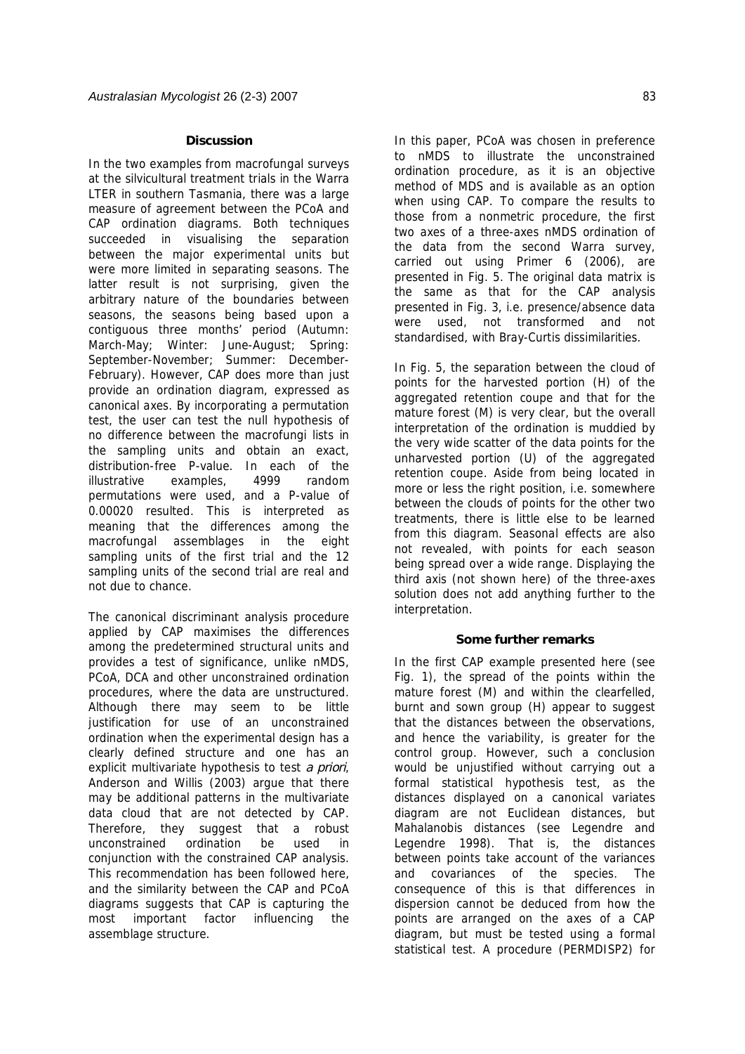## Discussion

In the two examples from macrofungal surveys at the silvicultural treatment trials in the Warra LTER in southern Tasmania, there was a large measure of agreement between the PCoA and CAP ordination diagrams. Both techniques succeeded in visualising the separation between the major experimental units but were more limited in separating seasons. The latter result is not surprising, given the arbitrary nature of the boundaries between seasons, the seasons being based upon a contiguous three months' period (Autumn: March-May; Winter: June-August; Spring: September-November; Summer: December-February). However, CAP does more than just provide an ordination diagram, expressed as canonical axes. By incorporating a permutation test, the user can test the null hypothesis of no difference between the macrofungi lists in the sampling units and obtain an exact, distribution-free P-value. In each of the illustrative examples, 4999 random permutations were used, and a P-value of 0.00020 resulted. This is interpreted as meaning that the differences among the macrofungal assemblages in the eight sampling units of the first trial and the 12 sampling units of the second trial are real and not due to chance.

The canonical discriminant analysis procedure applied by CAP maximises the differences among the predetermined structural units and provides a test of significance, unlike nMDS, PCoA, DCA and other unconstrained ordination procedures, where the data are unstructured. Although there may seem to be little justification for use of an unconstrained ordination when the experimental design has a clearly defined structure and one has an explicit multivariate hypothesis to test *a priori*, Anderson and Willis (2003) argue that there may be additional patterns in the multivariate data cloud that are not detected by CAP. Therefore, they suggest that a robust unconstrained ordination be used in conjunction with the constrained CAP analysis. This recommendation has been followed here, and the similarity between the CAP and PCoA diagrams suggests that CAP is capturing the most important factor influencing the assemblage structure.

In this paper, PCoA was chosen in preference to nMDS to illustrate the unconstrained ordination procedure, as it is an objective method of MDS and is available as an option when using CAP. To compare the results to those from a nonmetric procedure, the first two axes of a three-axes nMDS ordination of the data from the second Warra survey, carried out using Primer 6 (2006), are presented in Fig. 5. The original data matrix is the same as that for the CAP analysis presented in Fig. 3, i.e. presence/absence data were used, not transformed and not standardised, with Bray-Curtis dissimilarities.

In Fig. 5, the separation between the cloud of points for the harvested portion (H) of the aggregated retention coupe and that for the mature forest (M) is very clear, but the overall interpretation of the ordination is muddied by the very wide scatter of the data points for the unharvested portion (U) of the aggregated retention coupe. Aside from being located in more or less the right position, i.e. somewhere between the clouds of points for the other two treatments, there is little else to be learned from this diagram. Seasonal effects are also not revealed, with points for each season being spread over a wide range. Displaying the third axis (not shown here) of the three-axes solution does not add anything further to the interpretation.

## Some further remarks

In the first CAP example presented here (see Fig. 1), the spread of the points within the mature forest (M) and within the clearfelled, burnt and sown group (H) appear to suggest that the distances between the observations, and hence the variability, is greater for the control group. However, such a conclusion would be unjustified without carrying out a formal statistical hypothesis test, as the distances displayed on a canonical variates diagram are not Euclidean distances, but Mahalanobis distances (see Legendre and Legendre 1998). That is, the distances between points take account of the variances and covariances of the species. The consequence of this is that differences in dispersion cannot be deduced from how the points are arranged on the axes of a CAP diagram, but must be tested using a formal statistical test. A procedure (PERMDISP2) for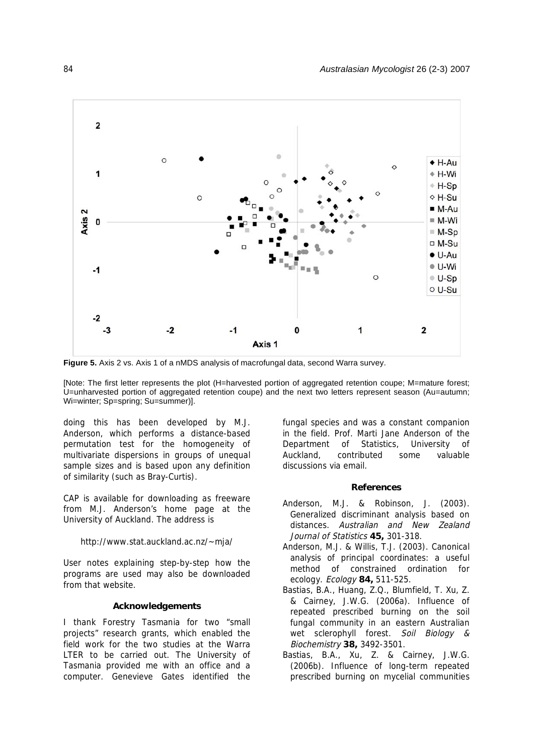**Figure 5.** Axis 2 vs. Axis 1 of a nMDS analysis of macrofungal data, second Warra survey.

[Note: The first letter represents the plot (H=harvested portion of aggregated retention coupe; M=mature forest; U=unharvested portion of aggregated retention coupe) and the next two letters represent season (Au=autumn; Wi=winter; Sp=spring; Su=summer)].

doing this has been developed by M.J. Anderson, which performs a distance-based permutation test for the homogeneity of multivariate dispersions in groups of unequal sample sizes and is based upon any definition of similarity (such as Bray-Curtis).

CAP is available for downloading as freeware from M.J. Anderson's home page at the University of Auckland. The address is

http://www.stat.auckland.ac.nz/~mja/

User notes explaining step-by-step how the programs are used may also be downloaded from that website.

### Acknowledgements

I thank Forestry Tasmania for two "small projects" research grants, which enabled the field work for the two studies at the Warra LTER to be carried out. The University of Tasmania provided me with an office and a computer. Genevieve Gates identified the fungal species and was a constant companion in the field. Prof. Marti Jane Anderson of the Department of Statistics, University of Auckland, contributed some valuable discussions via email.

### References

Anderson, M.J. & Robinson, J. (2003). Generalized discriminant analysis based on distances. *Australian and New Zealand Journal of Statistics* **45,** 301-318.

Anderson, M.J. & Willis, T.J. (2003). Canonical analysis of principal coordinates: a useful method of constrained ordination for ecology. *Ecology* **84,** 511-525.

Bastias, B.A., Huang, Z.Q., Blumfield, T. Xu, Z. & Cairney, J.W.G. (2006a). Influence of repeated prescribed burning on the soil fungal community in an eastern Australian wet sclerophyll forest. *Soil Biology & Biochemistry* **38,** 3492-3501.

Bastias, B.A., Xu, Z. & Cairney, J.W.G. (2006b). Influence of long-term repeated prescribed burning on mycelial communities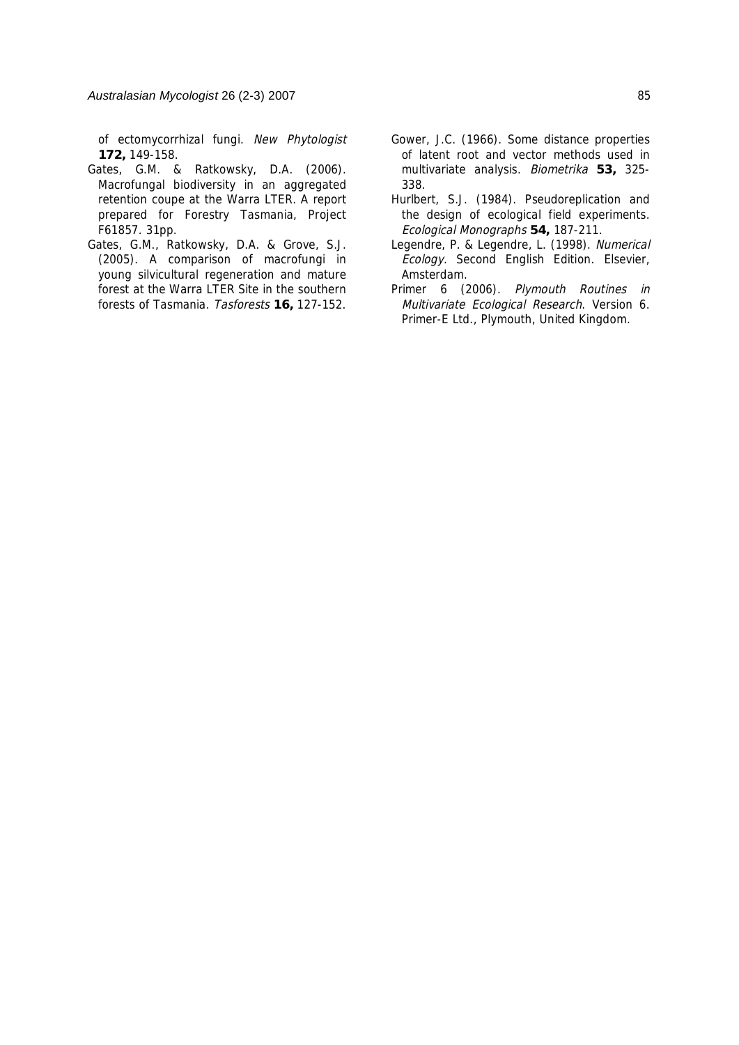of ectomycorrhizal fungi. *New Phytologist* **172,** 149-158.

Gates, G.M. & Ratkowsky, D.A. (2006). Macrofungal biodiversity in an aggregated retention coupe at the Warra LTER. A report prepared for Forestry Tasmania, Project F61857. 31pp.

Gates, G.M., Ratkowsky, D.A. & Grove, S.J. (2005). A comparison of macrofungi in young silvicultural regeneration and mature forest at the Warra LTER Site in the southern forests of Tasmania. *Tasforests* **16,** 127-152.

Gower, J.C. (1966). Some distance properties of latent root and vector methods used in multivariate analysis. *Biometrika* **53,** 325-338.

Hurlbert, S.J. (1984). Pseudoreplication and the design of ecological field experiments. *Ecological Monographs* **54,** 187-211.

Legendre, P. & Legendre, L. (1998). *Numerical Ecology*. Second English Edition. Elsevier, Amsterdam.

Primer 6 (2006). *Plymouth Routines in Multivariate Ecological Research*. Version 6. Primer-E Ltd., Plymouth, United Kingdom.